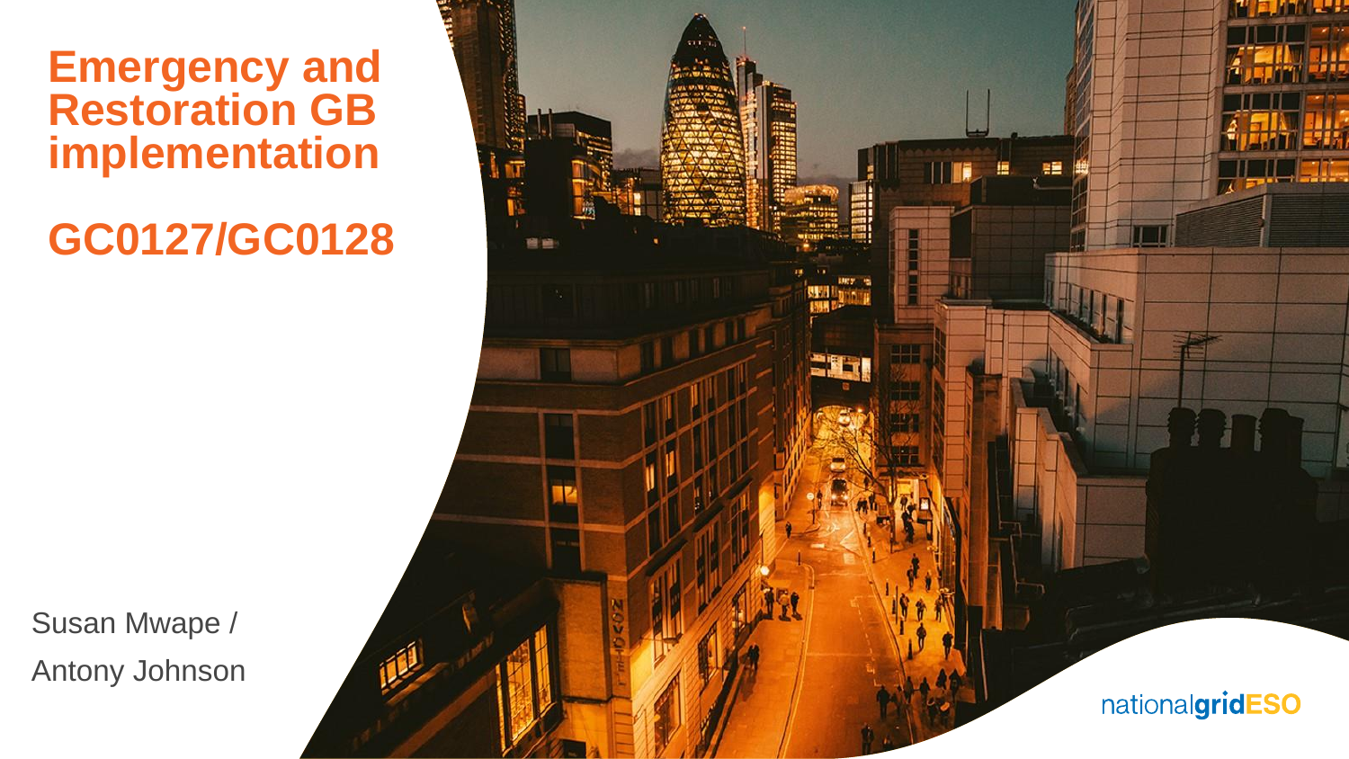# Emergency and Restoration GB implementation

## GC0127/GC0128

Susan Mwape /
Antony Johnson

nationalgridESO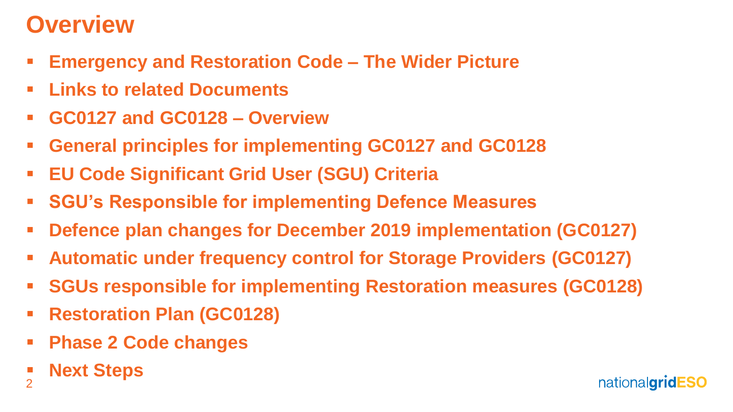# Overview

- **Emergency and Restoration Code – The Wider Picture**
- **Links to related Documents**
- **GC0127 and GC0128 – Overview**
- **General principles for implementing GC0127 and GC0128**
- **EU Code Significant Grid User (SGU) Criteria**
- **SGU's Responsible for implementing Defence Measures**
- **Defence plan changes for December 2019 implementation (GC0127)**
- **Automatic under frequency control for Storage Providers (GC0127)**
- **SGUs responsible for implementing Restoration measures (GC0128)**
- **Restoration Plan (GC0128)**
- **Phase 2 Code changes**
- **Next Steps**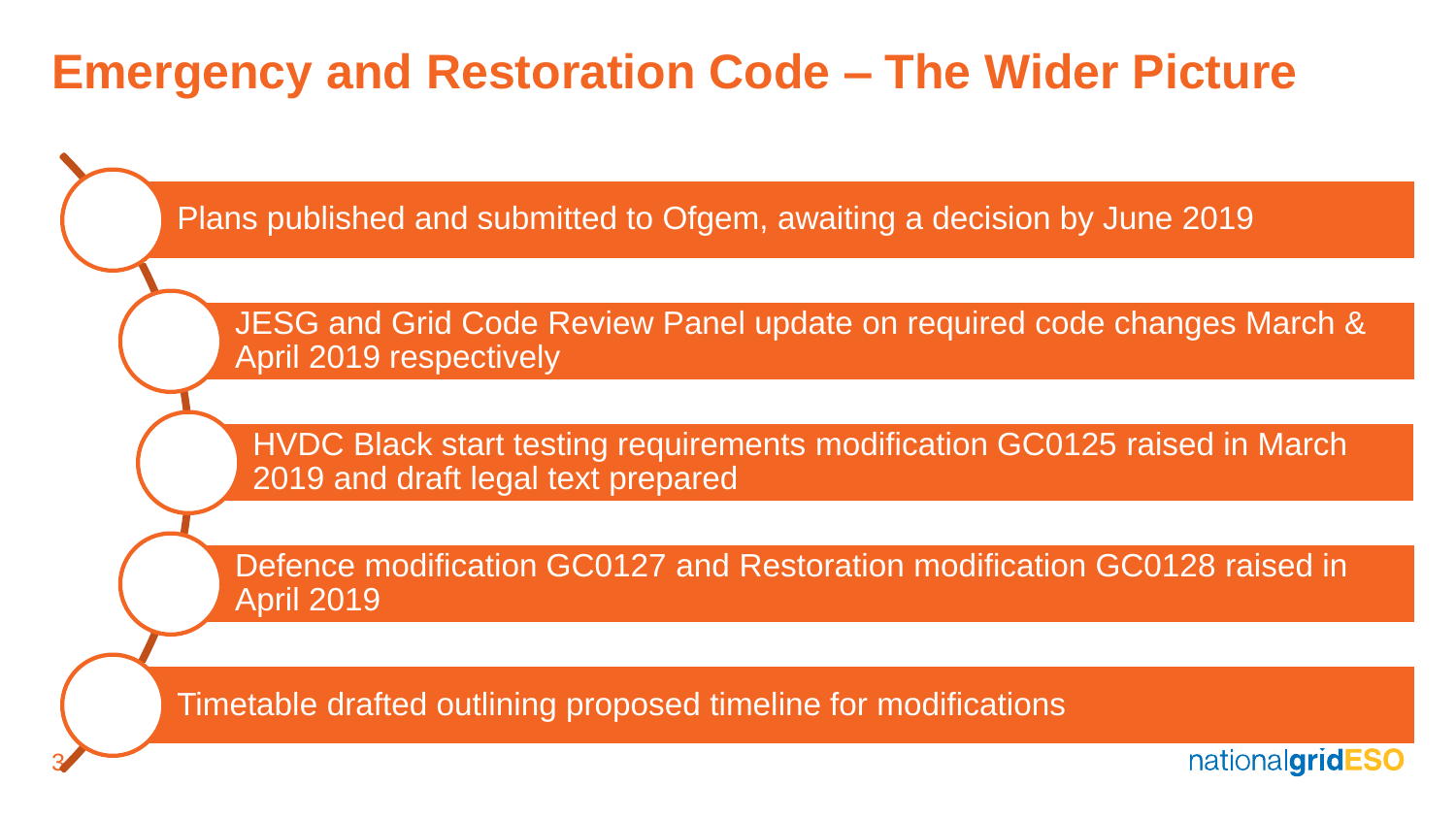# Emergency and Restoration Code – The Wider Picture

- Plans published and submitted to Ofgem, awaiting a decision by June 2019
- JESG and Grid Code Review Panel update on required code changes March & April 2019 respectively
- HVDC Black start testing requirements modification GC0125 raised in March 2019 and draft legal text prepared
- Defence modification GC0127 and Restoration modification GC0128 raised in April 2019
- Timetable drafted outlining proposed timeline for modifications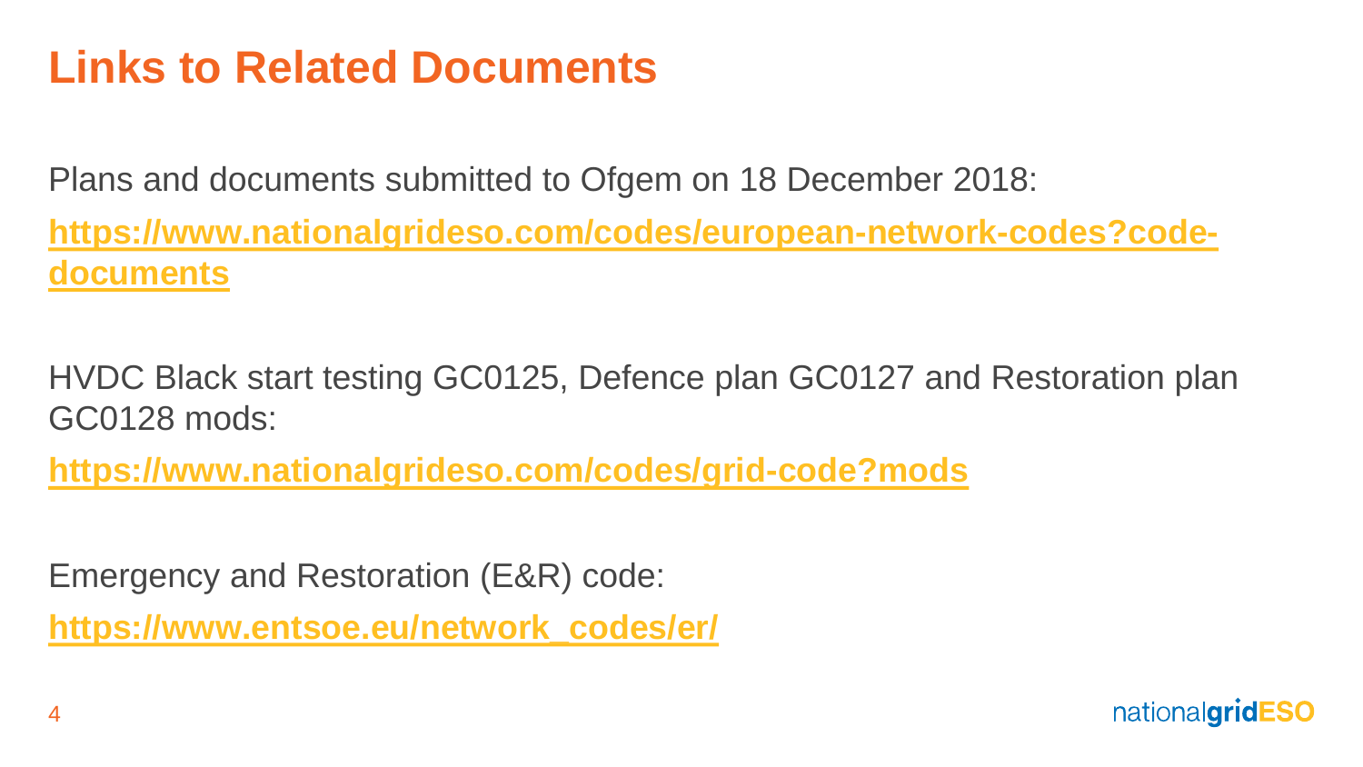# Links to Related Documents

Plans and documents submitted to Ofgem on 18 December 2018:

**https://www.nationalgrideso.com/codes/european-network-codes?code-documents**

HVDC Black start testing GC0125, Defence plan GC0127 and Restoration plan GC0128 mods:

**https://www.nationalgrideso.com/codes/grid-code?mods**

Emergency and Restoration (E&R) code:

**https://www.entsoe.eu/network_codes/er/**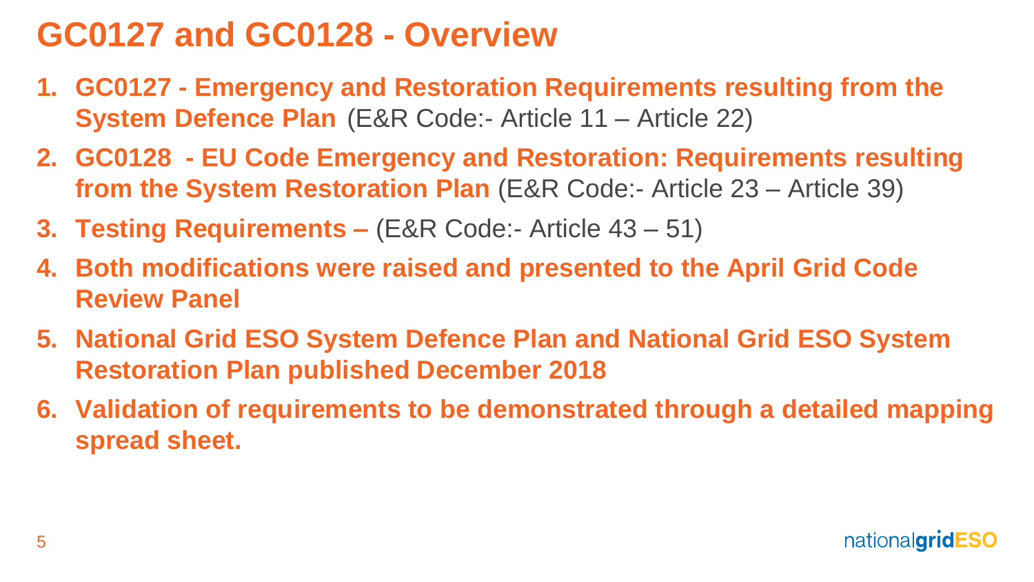# GC0127 and GC0128 - Overview

1. **GC0127 - Emergency and Restoration Requirements resulting from the System Defence Plan** (E&R Code:- Article 11 – Article 22)
2. **GC0128 - EU Code Emergency and Restoration: Requirements resulting from the System Restoration Plan** (E&R Code:- Article 23 – Article 39)
3. **Testing Requirements –** (E&R Code:- Article 43 – 51)
4. **Both modifications were raised and presented to the April Grid Code Review Panel**
5. **National Grid ESO System Defence Plan and National Grid ESO System Restoration Plan published December 2018**
6. **Validation of requirements to be demonstrated through a detailed mapping spread sheet.**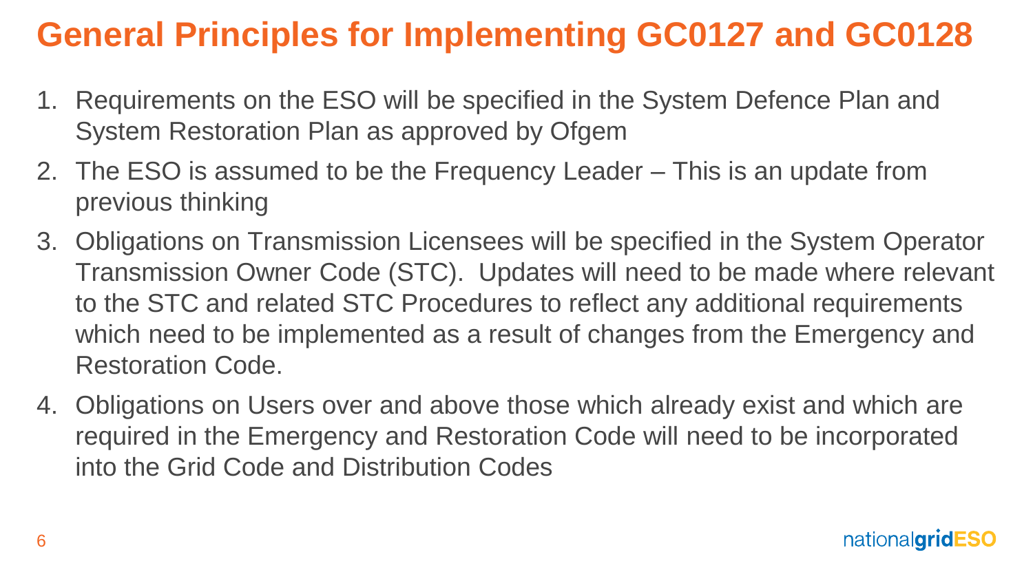# General Principles for Implementing GC0127 and GC0128

1. Requirements on the ESO will be specified in the System Defence Plan and System Restoration Plan as approved by Ofgem
2. The ESO is assumed to be the Frequency Leader – This is an update from previous thinking
3. Obligations on Transmission Licensees will be specified in the System Operator Transmission Owner Code (STC). Updates will need to be made where relevant to the STC and related STC Procedures to reflect any additional requirements which need to be implemented as a result of changes from the Emergency and Restoration Code.
4. Obligations on Users over and above those which already exist and which are required in the Emergency and Restoration Code will need to be incorporated into the Grid Code and Distribution Codes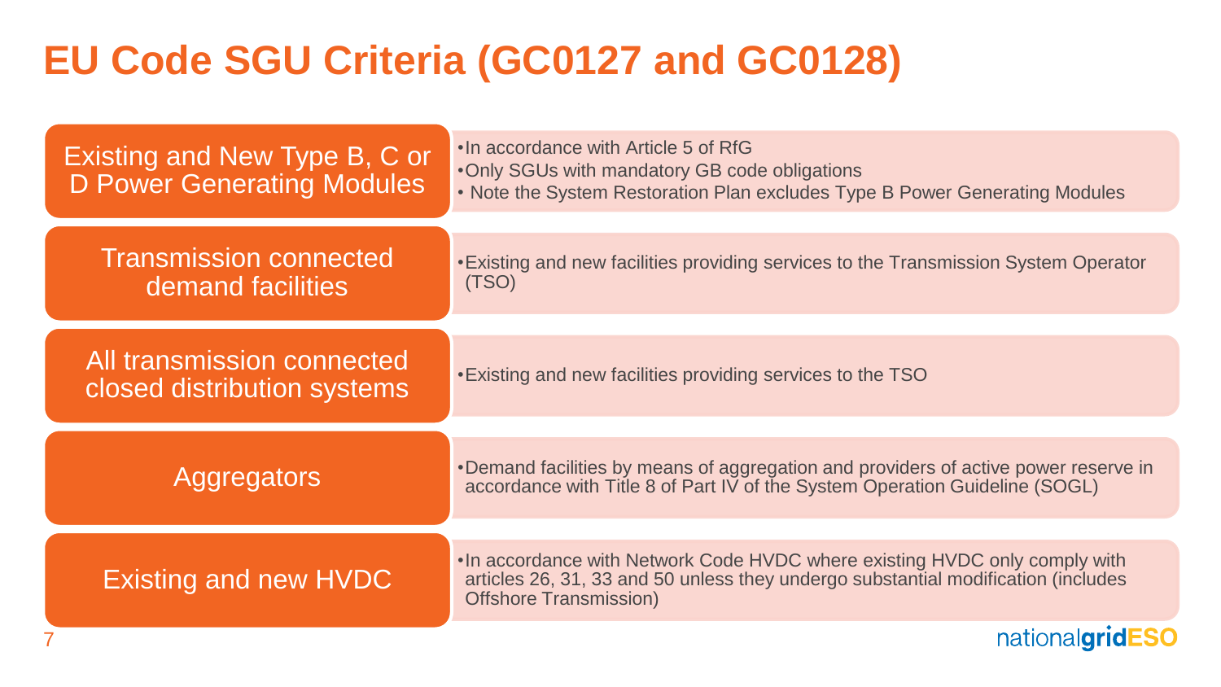# EU Code SGU Criteria (GC0127 and GC0128)

| Category | Criteria |
| --- | --- |
| Existing and New Type B, C or D Power Generating Modules | •In accordance with Article 5 of RfG<br>•Only SGUs with mandatory GB code obligations<br>• Note the System Restoration Plan excludes Type B Power Generating Modules |
| Transmission connected demand facilities | •Existing and new facilities providing services to the Transmission System Operator (TSO) |
| All transmission connected closed distribution systems | •Existing and new facilities providing services to the TSO |
| Aggregators | •Demand facilities by means of aggregation and providers of active power reserve in accordance with Title 8 of Part IV of the System Operation Guideline (SOGL) |
| Existing and new HVDC | •In accordance with Network Code HVDC where existing HVDC only comply with articles 26, 31, 33 and 50 unless they undergo substantial modification (includes Offshore Transmission) |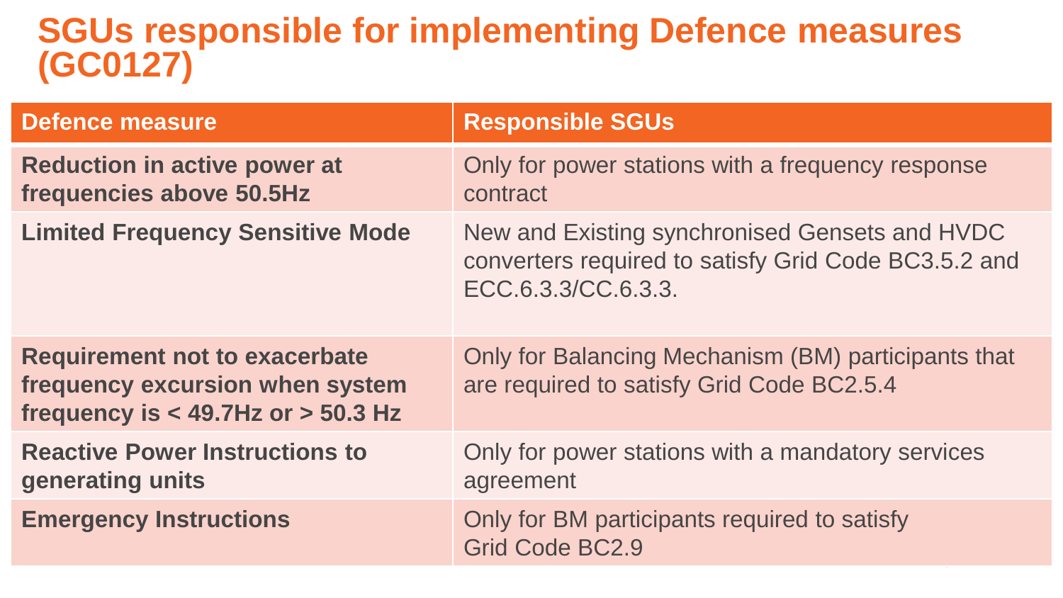# SGUs responsible for implementing Defence measures (GC0127)

| Defence measure | Responsible SGUs |
| --- | --- |
| **Reduction in active power at frequencies above 50.5Hz** | Only for power stations with a frequency response contract |
| **Limited Frequency Sensitive Mode** | New and Existing synchronised Gensets and HVDC converters required to satisfy Grid Code BC3.5.2 and ECC.6.3.3/CC.6.3.3. |
| **Requirement not to exacerbate frequency excursion when system frequency is < 49.7Hz or > 50.3 Hz** | Only for Balancing Mechanism (BM) participants that are required to satisfy Grid Code BC2.5.4 |
| **Reactive Power Instructions to generating units** | Only for power stations with a mandatory services agreement |
| **Emergency Instructions** | Only for BM participants required to satisfy Grid Code BC2.9 |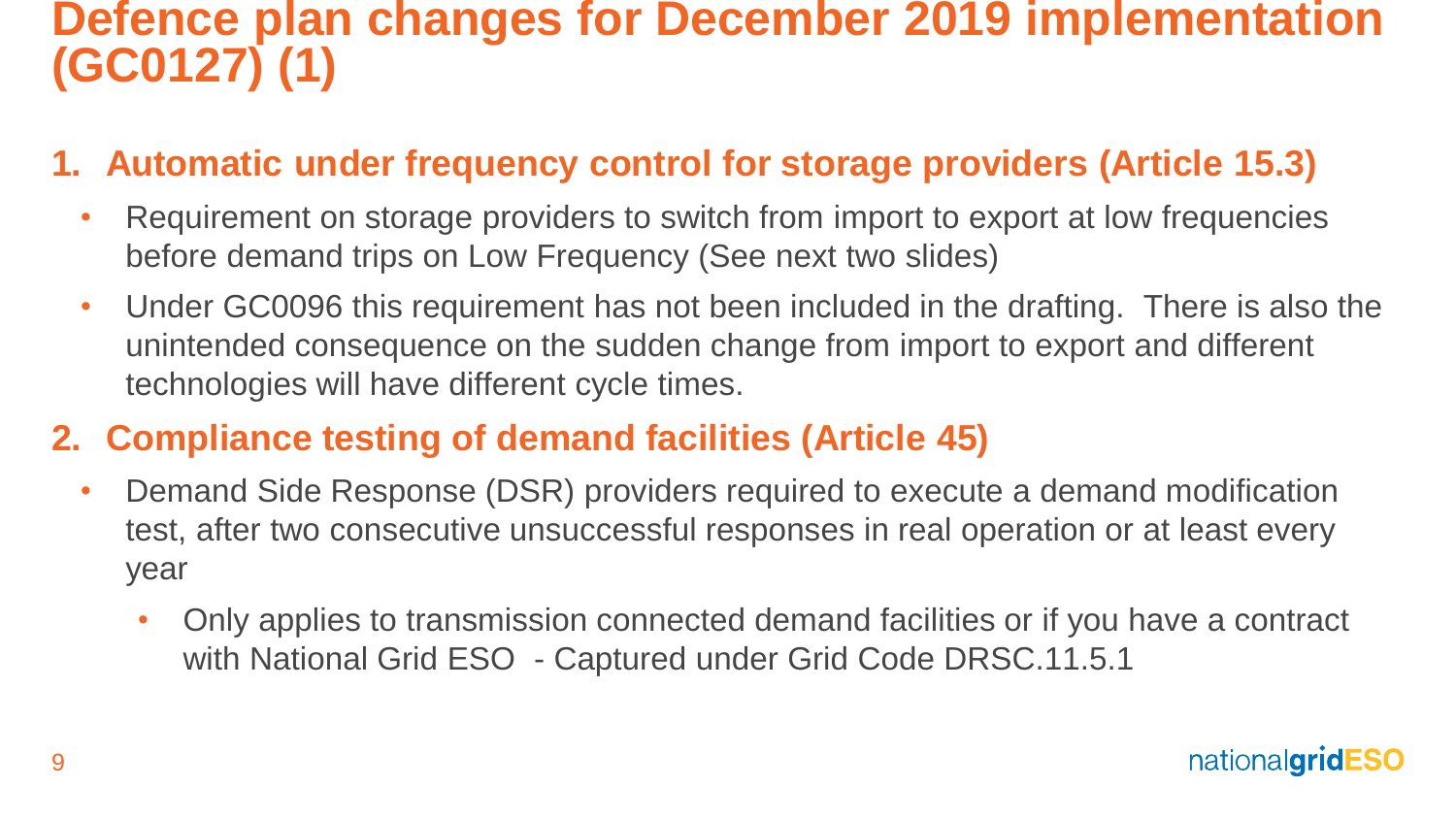# Defence plan changes for December 2019 implementation (GC0127) (1)

## 1. Automatic under frequency control for storage providers (Article 15.3)

- Requirement on storage providers to switch from import to export at low frequencies before demand trips on Low Frequency (See next two slides)
- Under GC0096 this requirement has not been included in the drafting. There is also the unintended consequence on the sudden change from import to export and different technologies will have different cycle times.

## 2. Compliance testing of demand facilities (Article 45)

- Demand Side Response (DSR) providers required to execute a demand modification test, after two consecutive unsuccessful responses in real operation or at least every year
  - Only applies to transmission connected demand facilities or if you have a contract with National Grid ESO - Captured under Grid Code DRSC.11.5.1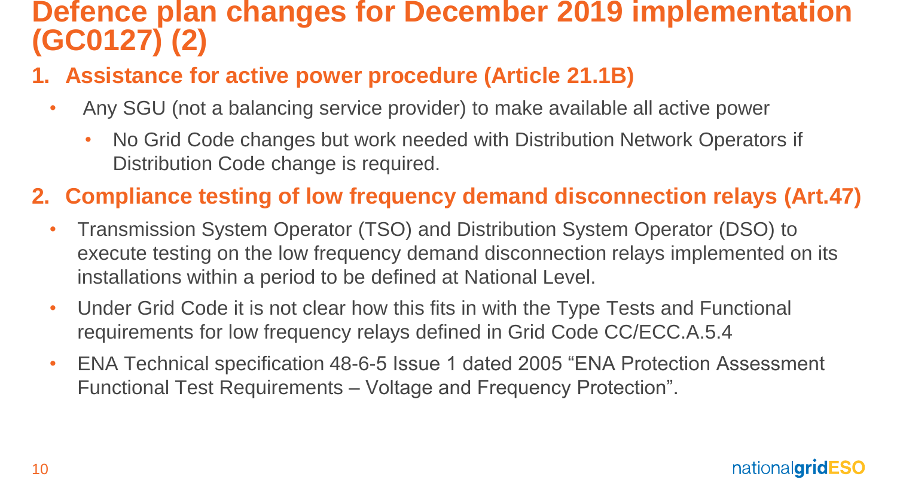# Defence plan changes for December 2019 implementation (GC0127) (2)

## 1. Assistance for active power procedure (Article 21.1B)

- Any SGU (not a balancing service provider) to make available all active power
  - No Grid Code changes but work needed with Distribution Network Operators if Distribution Code change is required.

## 2. Compliance testing of low frequency demand disconnection relays (Art.47)

- Transmission System Operator (TSO) and Distribution System Operator (DSO) to execute testing on the low frequency demand disconnection relays implemented on its installations within a period to be defined at National Level.
- Under Grid Code it is not clear how this fits in with the Type Tests and Functional requirements for low frequency relays defined in Grid Code CC/ECC.A.5.4
- ENA Technical specification 48-6-5 Issue 1 dated 2005 "ENA Protection Assessment Functional Test Requirements – Voltage and Frequency Protection".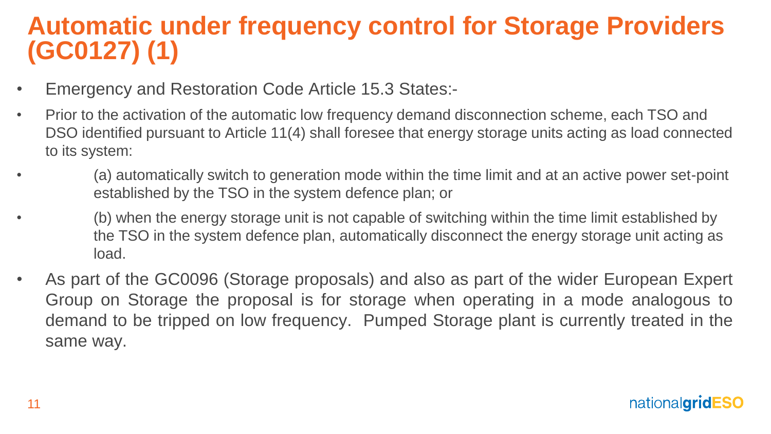# Automatic under frequency control for Storage Providers (GC0127) (1)

- Emergency and Restoration Code Article 15.3 States:-
- Prior to the activation of the automatic low frequency demand disconnection scheme, each TSO and DSO identified pursuant to Article 11(4) shall foresee that energy storage units acting as load connected to its system:
  - (a) automatically switch to generation mode within the time limit and at an active power set-point established by the TSO in the system defence plan; or
  - (b) when the energy storage unit is not capable of switching within the time limit established by the TSO in the system defence plan, automatically disconnect the energy storage unit acting as load.
- As part of the GC0096 (Storage proposals) and also as part of the wider European Expert Group on Storage the proposal is for storage when operating in a mode analogous to demand to be tripped on low frequency. Pumped Storage plant is currently treated in the same way.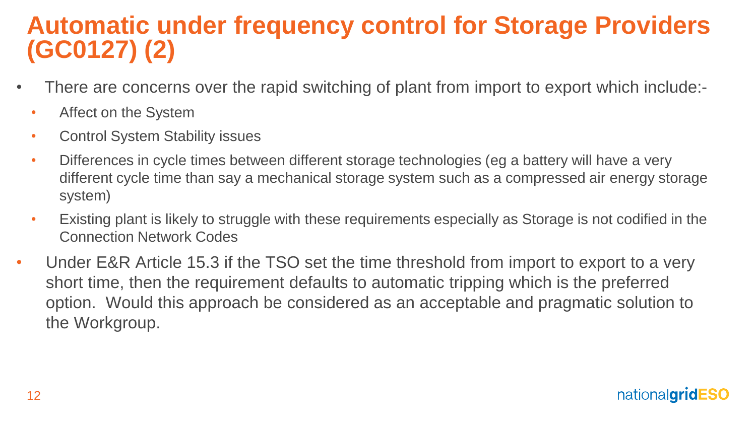# Automatic under frequency control for Storage Providers (GC0127) (2)

- There are concerns over the rapid switching of plant from import to export which include:-
  - Affect on the System
  - Control System Stability issues
  - Differences in cycle times between different storage technologies (eg a battery will have a very different cycle time than say a mechanical storage system such as a compressed air energy storage system)
  - Existing plant is likely to struggle with these requirements especially as Storage is not codified in the Connection Network Codes
- Under E&R Article 15.3 if the TSO set the time threshold from import to export to a very short time, then the requirement defaults to automatic tripping which is the preferred option. Would this approach be considered as an acceptable and pragmatic solution to the Workgroup.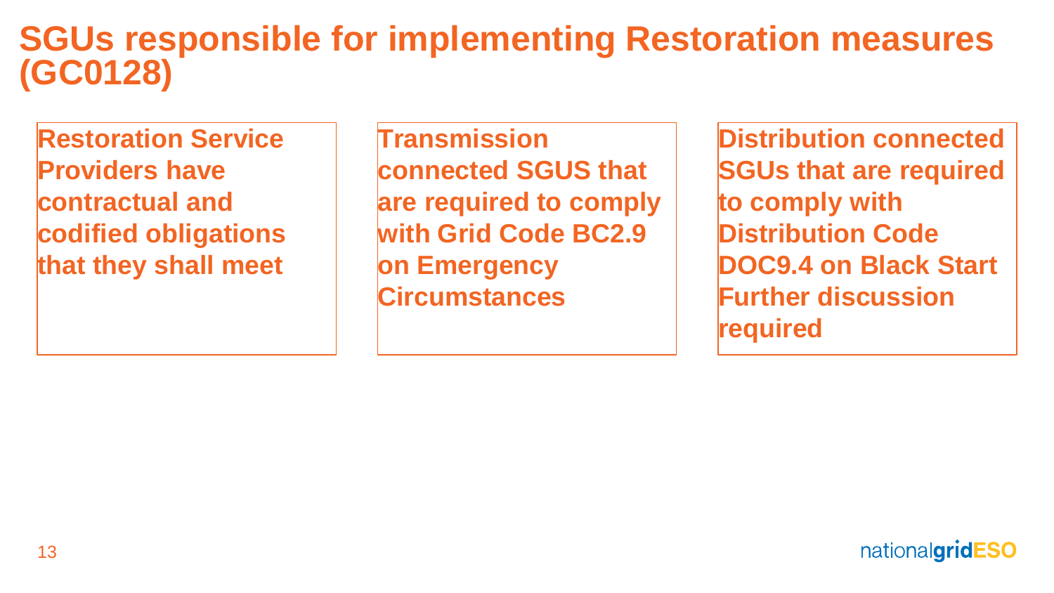# SGUs responsible for implementing Restoration measures (GC0128)

**Restoration Service Providers have contractual and codified obligations that they shall meet**

**Transmission connected SGUS that are required to comply with Grid Code BC2.9 on Emergency Circumstances**

**Distribution connected SGUs that are required to comply with Distribution Code DOC9.4 on Black Start Further discussion required**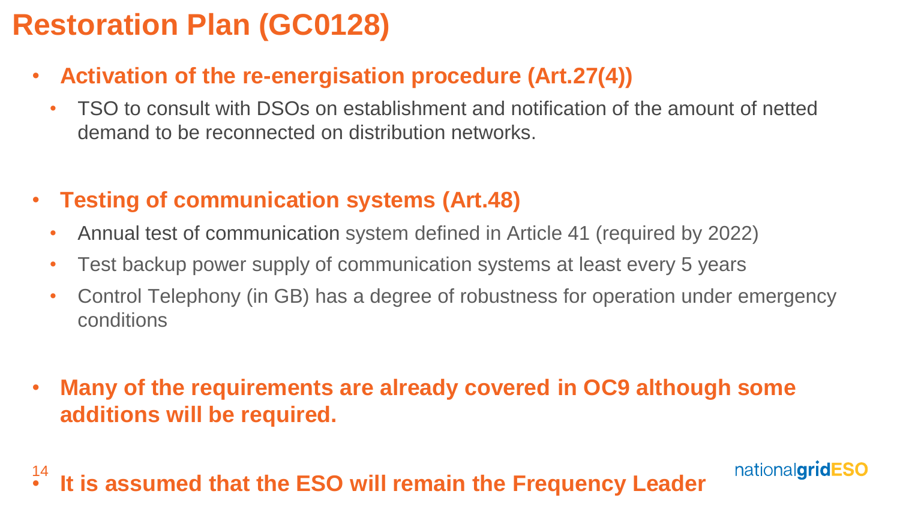# Restoration Plan (GC0128)

- **Activation of the re-energisation procedure (Art.27(4))**
  - TSO to consult with DSOs on establishment and notification of the amount of netted demand to be reconnected on distribution networks.

- **Testing of communication systems (Art.48)**
  - Annual test of communication system defined in Article 41 (required by 2022)
  - Test backup power supply of communication systems at least every 5 years
  - Control Telephony (in GB) has a degree of robustness for operation under emergency conditions

- **Many of the requirements are already covered in OC9 although some additions will be required.**

- **It is assumed that the ESO will remain the Frequency Leader**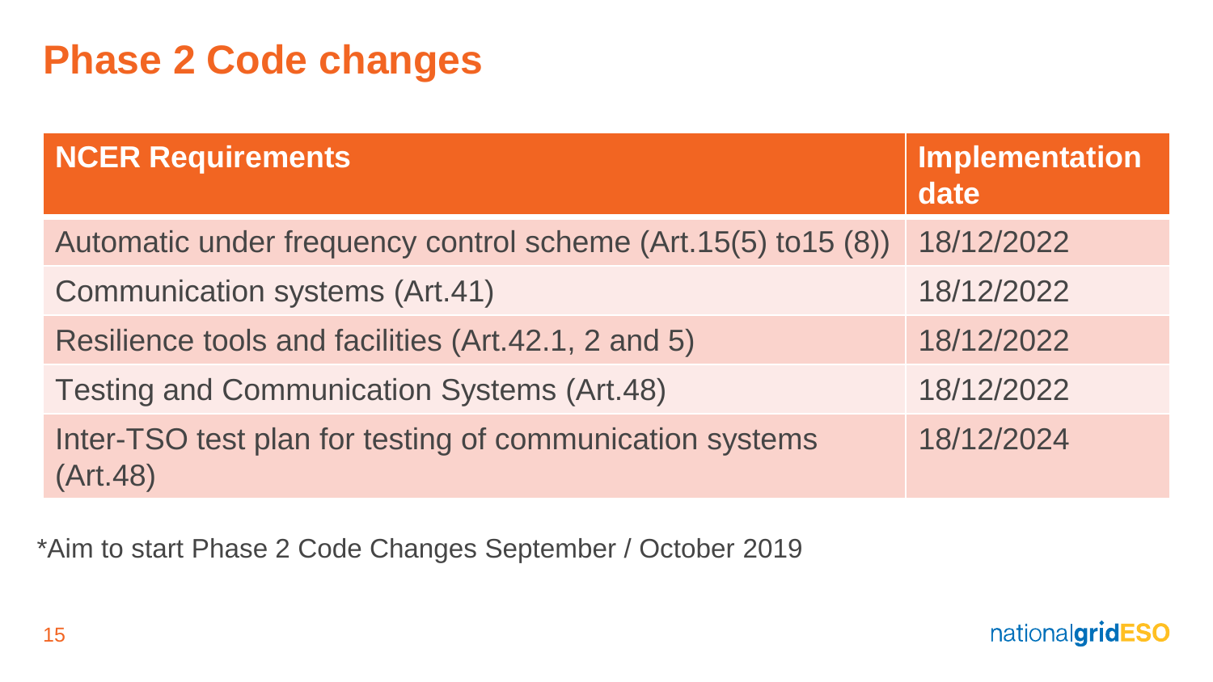# Phase 2 Code changes

| NCER Requirements | Implementation date |
| --- | --- |
| Automatic under frequency control scheme (Art.15(5) to15 (8)) | 18/12/2022 |
| Communication systems (Art.41) | 18/12/2022 |
| Resilience tools and facilities (Art.42.1, 2 and 5) | 18/12/2022 |
| Testing and Communication Systems (Art.48) | 18/12/2022 |
| Inter-TSO test plan for testing of communication systems (Art.48) | 18/12/2024 |

*Aim to start Phase 2 Code Changes September / October 2019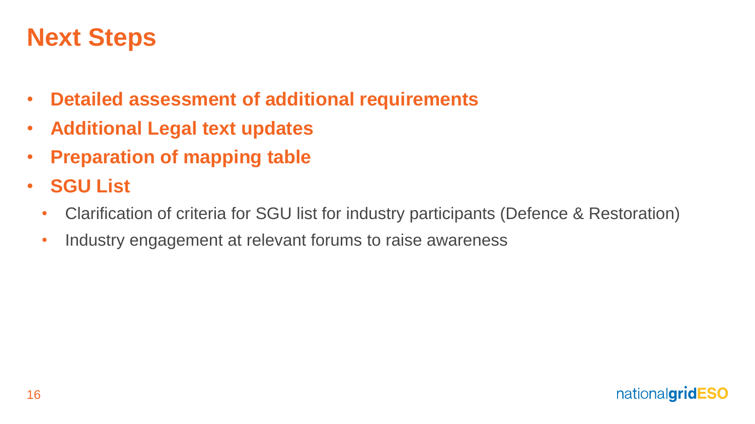# Next Steps

- **Detailed assessment of additional requirements**
- **Additional Legal text updates**
- **Preparation of mapping table**
- **SGU List**
  - Clarification of criteria for SGU list for industry participants (Defence & Restoration)
  - Industry engagement at relevant forums to raise awareness